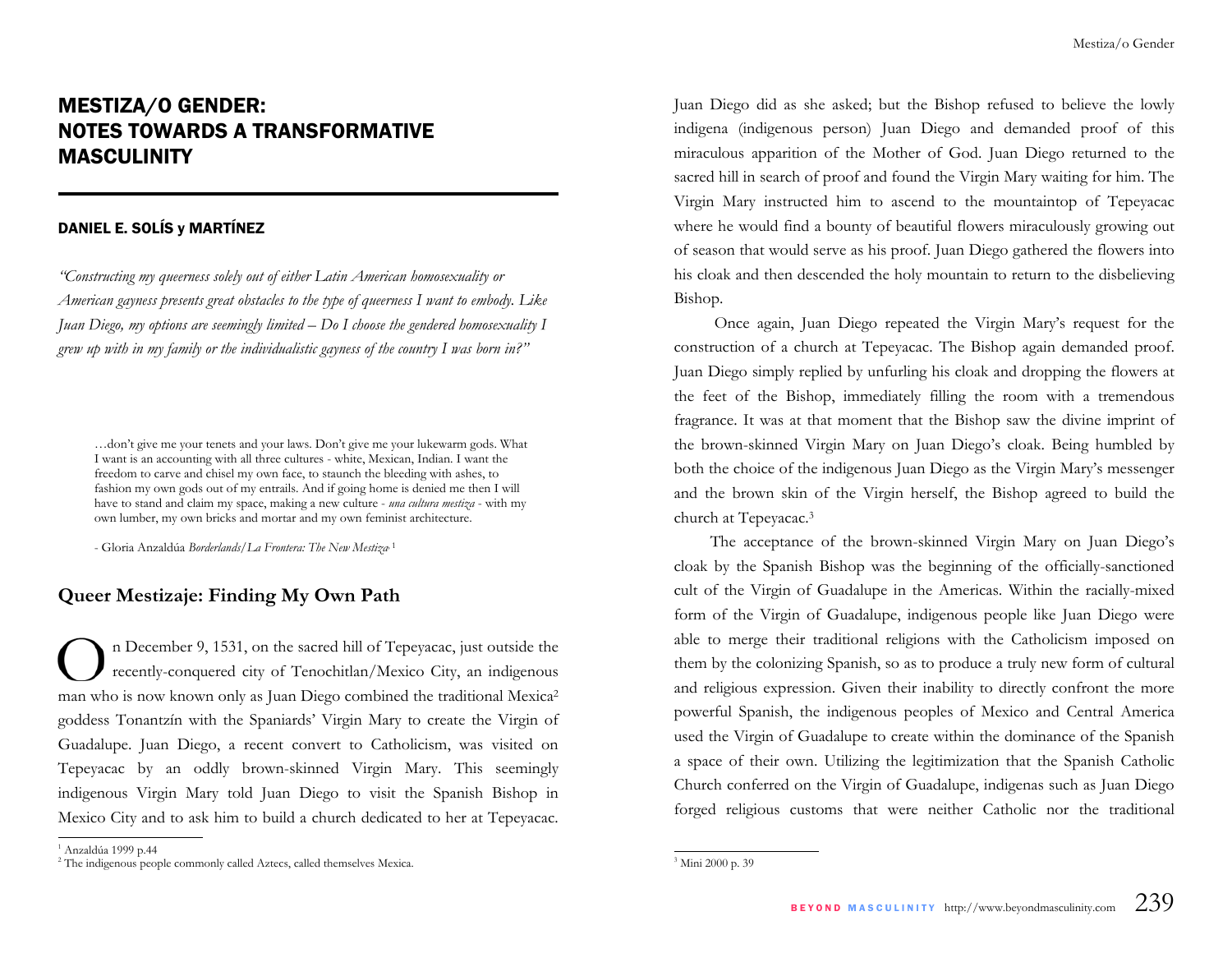# MESTIZA/O GENDER: NOTES TOWARDS A TRANSFORMATIVE MASCULINITY

**DANIEL E. SOLÍS y MARTÍNEZ**

*"Constructing my queerness solely out of either Latin American homosexuality or American gayness presents great obstacles to the type of queerness I want to embody. Like Juan Diego, my options are seemingly limited – Do I choose the gendered homosexuality I grew up with in my family or the individualistic gayness of the country I was born in?"*

> …don't give me your tenets and your laws. Don't give me your lukewarm gods. What I want is an accounting with all three cultures - white, Mexican, Indian. I want the freedom to carve and chisel my own face, to staunch the bleeding with ashes, to fashion my own gods out of my entrails. And if going home is denied me then I will have to stand and claim my space, making a new culture - *una cultura mestiza* - with my own lumber, my own bricks and mortar and my own feminist architecture.
>
> - Gloria Anzaldúa *Borderlands/La Frontera: The New Mestiza*[1]

## Queer Mestizaje: Finding My Own Path

On December 9, 1531, on the sacred hill of Tepeyacac, just outside the recently-conquered city of Tenochitlan/Mexico City, an indigenous man who is now known only as Juan Diego combined the traditional Mexica[2] goddess Tonantzín with the Spaniards' Virgin Mary to create the Virgin of Guadalupe. Juan Diego, a recent convert to Catholicism, was visited on Tepeyacac by an oddly brown-skinned Virgin Mary. This seemingly indigenous Virgin Mary told Juan Diego to visit the Spanish Bishop in Mexico City and to ask him to build a church dedicated to her at Tepeyacac. Juan Diego did as she asked; but the Bishop refused to believe the lowly indigena (indigenous person) Juan Diego and demanded proof of this miraculous apparition of the Mother of God. Juan Diego returned to the sacred hill in search of proof and found the Virgin Mary waiting for him. The Virgin Mary instructed him to ascend to the mountaintop of Tepeyacac where he would find a bounty of beautiful flowers miraculously growing out of season that would serve as his proof. Juan Diego gathered the flowers into his cloak and then descended the holy mountain to return to the disbelieving Bishop.

Once again, Juan Diego repeated the Virgin Mary's request for the construction of a church at Tepeyacac. The Bishop again demanded proof. Juan Diego simply replied by unfurling his cloak and dropping the flowers at the feet of the Bishop, immediately filling the room with a tremendous fragrance. It was at that moment that the Bishop saw the divine imprint of the brown-skinned Virgin Mary on Juan Diego's cloak. Being humbled by both the choice of the indigenous Juan Diego as the Virgin Mary's messenger and the brown skin of the Virgin herself, the Bishop agreed to build the church at Tepeyacac.[3]

The acceptance of the brown-skinned Virgin Mary on Juan Diego's cloak by the Spanish Bishop was the beginning of the officially-sanctioned cult of the Virgin of Guadalupe in the Americas. Within the racially-mixed form of the Virgin of Guadalupe, indigenous people like Juan Diego were able to merge their traditional religions with the Catholicism imposed on them by the colonizing Spanish, so as to produce a truly new form of cultural and religious expression. Given their inability to directly confront the more powerful Spanish, the indigenous peoples of Mexico and Central America used the Virgin of Guadalupe to create within the dominance of the Spanish a space of their own. Utilizing the legitimization that the Spanish Catholic Church conferred on the Virgin of Guadalupe, indigenas such as Juan Diego forged religious customs that were neither Catholic nor the traditional

---

[1] Anzaldúa 1999 p.44

[2] The indigenous people commonly called Aztecs, called themselves Mexica.

[3] Mini 2000 p. 39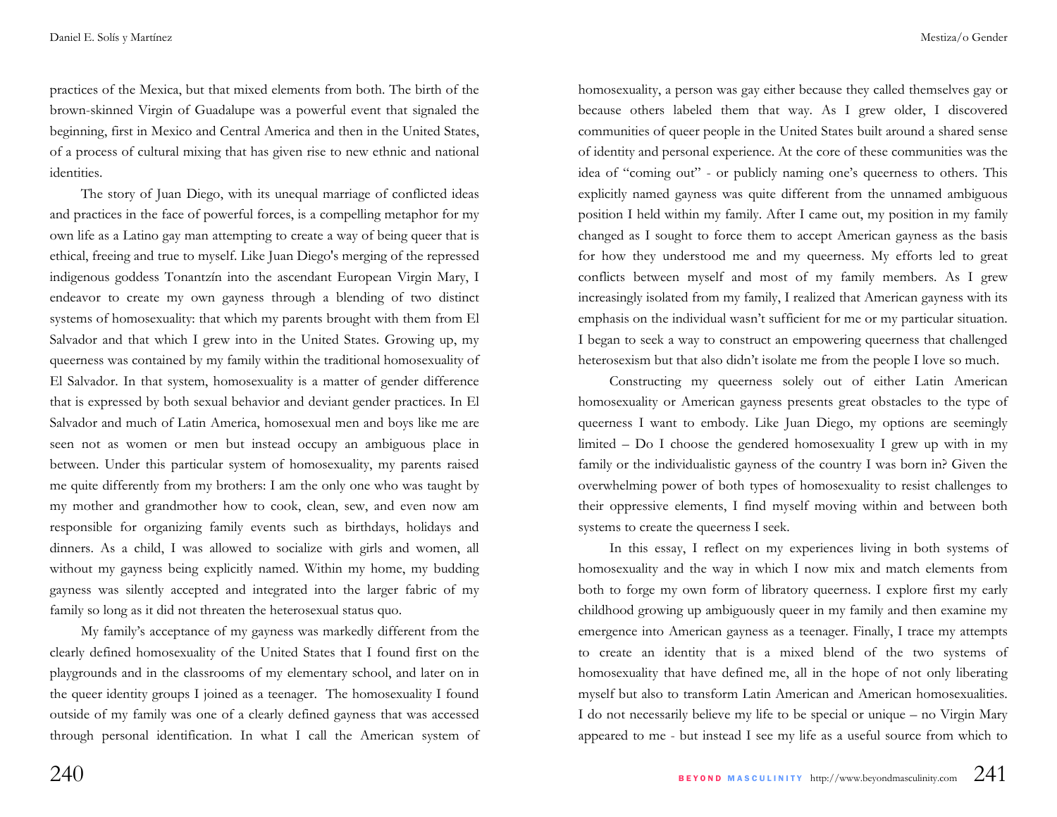practices of the Mexica, but that mixed elements from both. The birth of the brown-skinned Virgin of Guadalupe was a powerful event that signaled the beginning, first in Mexico and Central America and then in the United States, of a process of cultural mixing that has given rise to new ethnic and national identities.

The story of Juan Diego, with its unequal marriage of conflicted ideas and practices in the face of powerful forces, is a compelling metaphor for my own life as a Latino gay man attempting to create a way of being queer that is ethical, freeing and true to myself. Like Juan Diego's merging of the repressed indigenous goddess Tonantzín into the ascendant European Virgin Mary, I endeavor to create my own gayness through a blending of two distinct systems of homosexuality: that which my parents brought with them from El Salvador and that which I grew into in the United States. Growing up, my queerness was contained by my family within the traditional homosexuality of El Salvador. In that system, homosexuality is a matter of gender difference that is expressed by both sexual behavior and deviant gender practices. In El Salvador and much of Latin America, homosexual men and boys like me are seen not as women or men but instead occupy an ambiguous place in between. Under this particular system of homosexuality, my parents raised me quite differently from my brothers: I am the only one who was taught by my mother and grandmother how to cook, clean, sew, and even now am responsible for organizing family events such as birthdays, holidays and dinners. As a child, I was allowed to socialize with girls and women, all without my gayness being explicitly named. Within my home, my budding gayness was silently accepted and integrated into the larger fabric of my family so long as it did not threaten the heterosexual status quo.

My family's acceptance of my gayness was markedly different from the clearly defined homosexuality of the United States that I found first on the playgrounds and in the classrooms of my elementary school, and later on in the queer identity groups I joined as a teenager. The homosexuality I found outside of my family was one of a clearly defined gayness that was accessed through personal identification. In what I call the American system of homosexuality, a person was gay either because they called themselves gay or because others labeled them that way. As I grew older, I discovered communities of queer people in the United States built around a shared sense of identity and personal experience. At the core of these communities was the idea of "coming out" - or publicly naming one's queerness to others. This explicitly named gayness was quite different from the unnamed ambiguous position I held within my family. After I came out, my position in my family changed as I sought to force them to accept American gayness as the basis for how they understood me and my queerness. My efforts led to great conflicts between myself and most of my family members. As I grew increasingly isolated from my family, I realized that American gayness with its emphasis on the individual wasn't sufficient for me or my particular situation. I began to seek a way to construct an empowering queerness that challenged heterosexism but that also didn't isolate me from the people I love so much.

Constructing my queerness solely out of either Latin American homosexuality or American gayness presents great obstacles to the type of queerness I want to embody. Like Juan Diego, my options are seemingly limited – Do I choose the gendered homosexuality I grew up with in my family or the individualistic gayness of the country I was born in? Given the overwhelming power of both types of homosexuality to resist challenges to their oppressive elements, I find myself moving within and between both systems to create the queerness I seek.

In this essay, I reflect on my experiences living in both systems of homosexuality and the way in which I now mix and match elements from both to forge my own form of libratory queerness. I explore first my early childhood growing up ambiguously queer in my family and then examine my emergence into American gayness as a teenager. Finally, I trace my attempts to create an identity that is a mixed blend of the two systems of homosexuality that have defined me, all in the hope of not only liberating myself but also to transform Latin American and American homosexualities. I do not necessarily believe my life to be special or unique – no Virgin Mary appeared to me - but instead I see my life as a useful source from which to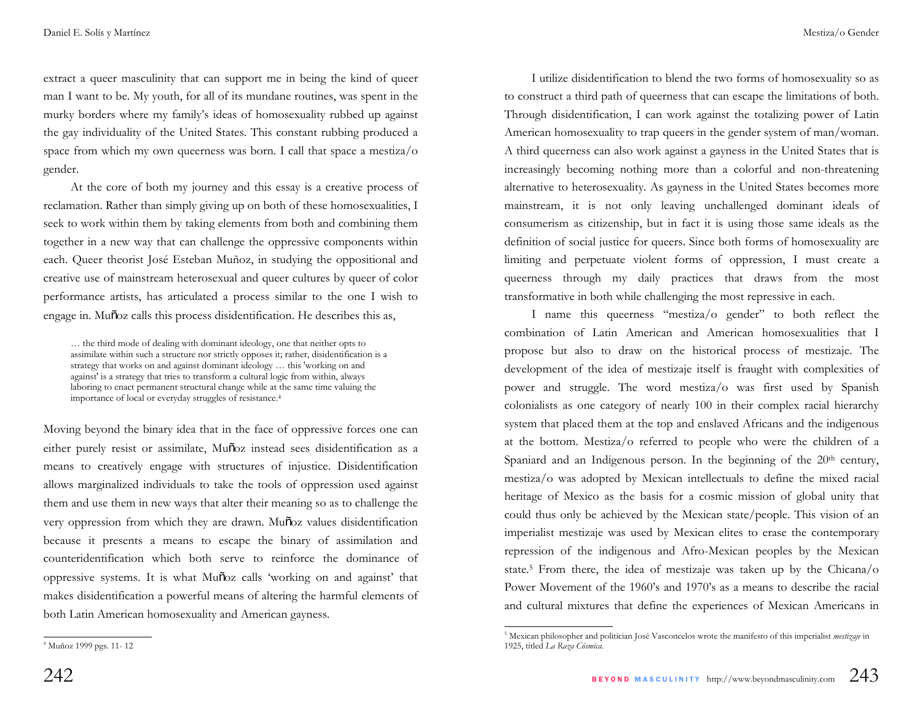extract a queer masculinity that can support me in being the kind of queer man I want to be. My youth, for all of its mundane routines, was spent in the murky borders where my family's ideas of homosexuality rubbed up against the gay individuality of the United States. This constant rubbing produced a space from which my own queerness was born. I call that space a mestiza/o gender.

At the core of both my journey and this essay is a creative process of reclamation. Rather than simply giving up on both of these homosexualities, I seek to work within them by taking elements from both and combining them together in a new way that can challenge the oppressive components within each. Queer theorist José Esteban Muñoz, in studying the oppositional and creative use of mainstream heterosexual and queer cultures by queer of color performance artists, has articulated a process similar to the one I wish to engage in. Muñoz calls this process disidentification. He describes this as,

> … the third mode of dealing with dominant ideology, one that neither opts to assimilate within such a structure nor strictly opposes it; rather, disidentification is a strategy that works on and against dominant ideology … this 'working on and against' is a strategy that tries to transform a cultural logic from within, always laboring to enact permanent structural change while at the same time valuing the importance of local or everyday struggles of resistance.[4]

Moving beyond the binary idea that in the face of oppressive forces one can either purely resist or assimilate, Muñoz instead sees disidentification as a means to creatively engage with structures of injustice. Disidentification allows marginalized individuals to take the tools of oppression used against them and use them in new ways that alter their meaning so as to challenge the very oppression from which they are drawn. Muñoz values disidentification because it presents a means to escape the binary of assimilation and counteridentification which both serve to reinforce the dominance of oppressive systems. It is what Muñoz calls 'working on and against' that makes disidentification a powerful means of altering the harmful elements of both Latin American homosexuality and American gayness.

[4] Muñoz 1999 pgs. 11- 12

I utilize disidentification to blend the two forms of homosexuality so as to construct a third path of queerness that can escape the limitations of both. Through disidentification, I can work against the totalizing power of Latin American homosexuality to trap queers in the gender system of man/woman. A third queerness can also work against a gayness in the United States that is increasingly becoming nothing more than a colorful and non-threatening alternative to heterosexuality. As gayness in the United States becomes more mainstream, it is not only leaving unchallenged dominant ideals of consumerism as citizenship, but in fact it is using those same ideals as the definition of social justice for queers. Since both forms of homosexuality are limiting and perpetuate violent forms of oppression, I must create a queerness through my daily practices that draws from the most transformative in both while challenging the most repressive in each.

I name this queerness "mestiza/o gender" to both reflect the combination of Latin American and American homosexualities that I propose but also to draw on the historical process of mestizaje. The development of the idea of mestizaje itself is fraught with complexities of power and struggle. The word mestiza/o was first used by Spanish colonialists as one category of nearly 100 in their complex racial hierarchy system that placed them at the top and enslaved Africans and the indigenous at the bottom. Mestiza/o referred to people who were the children of a Spaniard and an Indigenous person. In the beginning of the 20th century, mestiza/o was adopted by Mexican intellectuals to define the mixed racial heritage of Mexico as the basis for a cosmic mission of global unity that could thus only be achieved by the Mexican state/people. This vision of an imperialist mestizaje was used by Mexican elites to erase the contemporary repression of the indigenous and Afro-Mexican peoples by the Mexican state.[5] From there, the idea of mestizaje was taken up by the Chicana/o Power Movement of the 1960's and 1970's as a means to describe the racial and cultural mixtures that define the experiences of Mexican Americans in

[5] Mexican philosopher and politician José Vasconcelos wrote the manifesto of this imperialist *mestizaje* in 1925, titled *La Raza Cósmica*.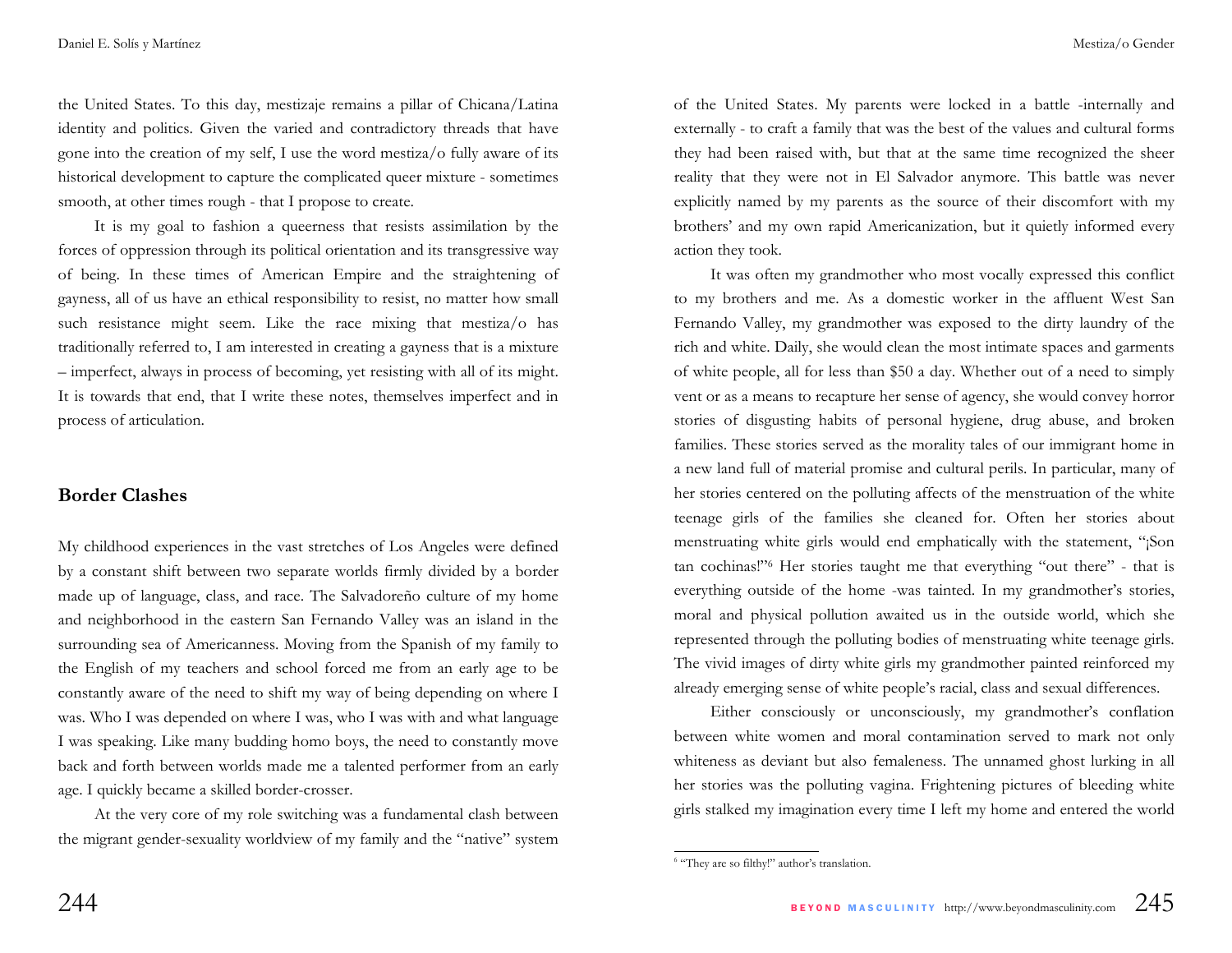the United States. To this day, mestizaje remains a pillar of Chicana/Latina identity and politics. Given the varied and contradictory threads that have gone into the creation of my self, I use the word mestiza/o fully aware of its historical development to capture the complicated queer mixture - sometimes smooth, at other times rough - that I propose to create.

It is my goal to fashion a queerness that resists assimilation by the forces of oppression through its political orientation and its transgressive way of being. In these times of American Empire and the straightening of gayness, all of us have an ethical responsibility to resist, no matter how small such resistance might seem. Like the race mixing that mestiza/o has traditionally referred to, I am interested in creating a gayness that is a mixture – imperfect, always in process of becoming, yet resisting with all of its might. It is towards that end, that I write these notes, themselves imperfect and in process of articulation.

## Border Clashes

My childhood experiences in the vast stretches of Los Angeles were defined by a constant shift between two separate worlds firmly divided by a border made up of language, class, and race. The Salvadoreño culture of my home and neighborhood in the eastern San Fernando Valley was an island in the surrounding sea of Americanness. Moving from the Spanish of my family to the English of my teachers and school forced me from an early age to be constantly aware of the need to shift my way of being depending on where I was. Who I was depended on where I was, who I was with and what language I was speaking. Like many budding homo boys, the need to constantly move back and forth between worlds made me a talented performer from an early age. I quickly became a skilled border-crosser.

At the very core of my role switching was a fundamental clash between the migrant gender-sexuality worldview of my family and the "native" system of the United States. My parents were locked in a battle -internally and externally - to craft a family that was the best of the values and cultural forms they had been raised with, but that at the same time recognized the sheer reality that they were not in El Salvador anymore. This battle was never explicitly named by my parents as the source of their discomfort with my brothers' and my own rapid Americanization, but it quietly informed every action they took.

It was often my grandmother who most vocally expressed this conflict to my brothers and me. As a domestic worker in the affluent West San Fernando Valley, my grandmother was exposed to the dirty laundry of the rich and white. Daily, she would clean the most intimate spaces and garments of white people, all for less than $50 a day. Whether out of a need to simply vent or as a means to recapture her sense of agency, she would convey horror stories of disgusting habits of personal hygiene, drug abuse, and broken families. These stories served as the morality tales of our immigrant home in a new land full of material promise and cultural perils. In particular, many of her stories centered on the polluting affects of the menstruation of the white teenage girls of the families she cleaned for. Often her stories about menstruating white girls would end emphatically with the statement, "¡Son tan cochinas!"[6] Her stories taught me that everything "out there" - that is everything outside of the home -was tainted. In my grandmother's stories, moral and physical pollution awaited us in the outside world, which she represented through the polluting bodies of menstruating white teenage girls. The vivid images of dirty white girls my grandmother painted reinforced my already emerging sense of white people's racial, class and sexual differences.

Either consciously or unconsciously, my grandmother's conflation between white women and moral contamination served to mark not only whiteness as deviant but also femaleness. The unnamed ghost lurking in all her stories was the polluting vagina. Frightening pictures of bleeding white girls stalked my imagination every time I left my home and entered the world

[6] "They are so filthy!" author's translation.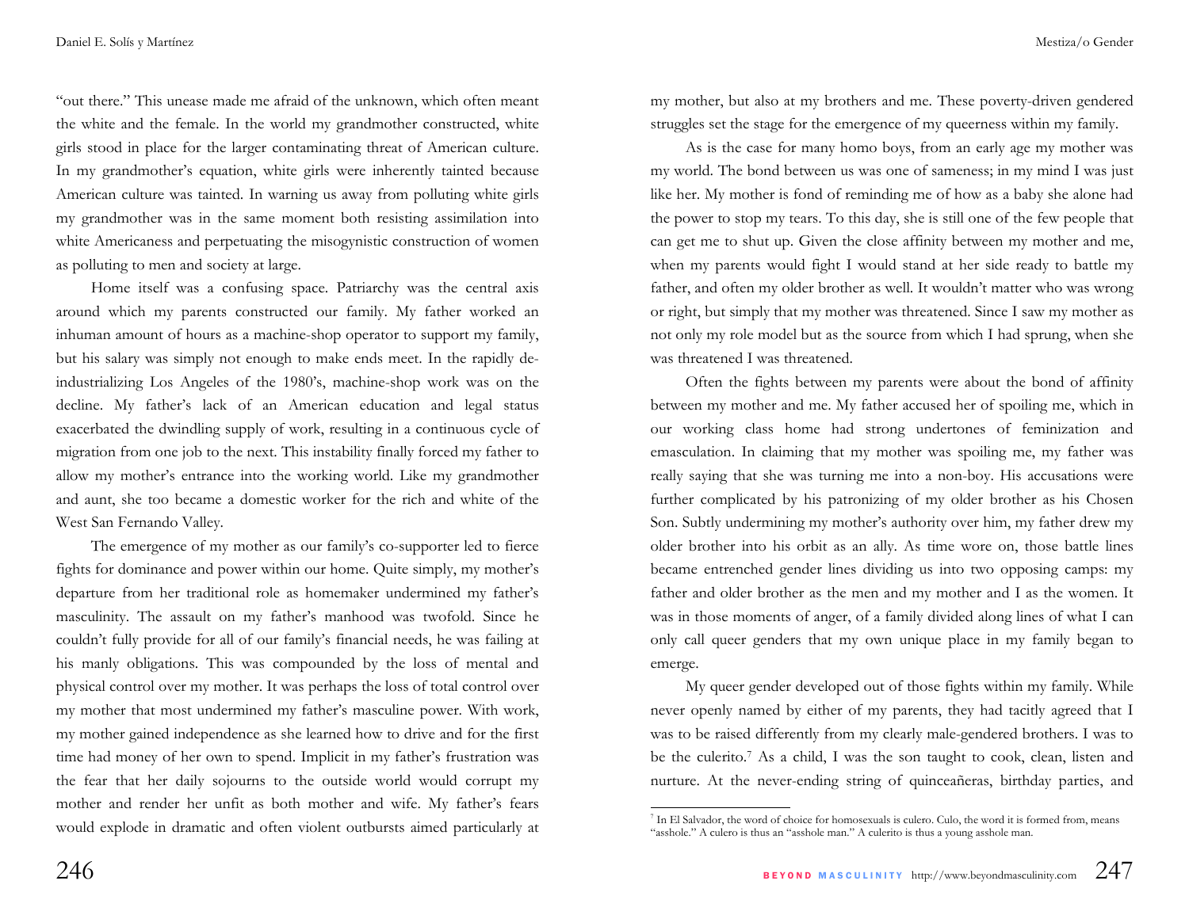"out there." This unease made me afraid of the unknown, which often meant the white and the female. In the world my grandmother constructed, white girls stood in place for the larger contaminating threat of American culture. In my grandmother's equation, white girls were inherently tainted because American culture was tainted. In warning us away from polluting white girls my grandmother was in the same moment both resisting assimilation into white Americaness and perpetuating the misogynistic construction of women as polluting to men and society at large.

Home itself was a confusing space. Patriarchy was the central axis around which my parents constructed our family. My father worked an inhuman amount of hours as a machine-shop operator to support my family, but his salary was simply not enough to make ends meet. In the rapidly de-industrializing Los Angeles of the 1980's, machine-shop work was on the decline. My father's lack of an American education and legal status exacerbated the dwindling supply of work, resulting in a continuous cycle of migration from one job to the next. This instability finally forced my father to allow my mother's entrance into the working world. Like my grandmother and aunt, she too became a domestic worker for the rich and white of the West San Fernando Valley.

The emergence of my mother as our family's co-supporter led to fierce fights for dominance and power within our home. Quite simply, my mother's departure from her traditional role as homemaker undermined my father's masculinity. The assault on my father's manhood was twofold. Since he couldn't fully provide for all of our family's financial needs, he was failing at his manly obligations. This was compounded by the loss of mental and physical control over my mother. It was perhaps the loss of total control over my mother that most undermined my father's masculine power. With work, my mother gained independence as she learned how to drive and for the first time had money of her own to spend. Implicit in my father's frustration was the fear that her daily sojourns to the outside world would corrupt my mother and render her unfit as both mother and wife. My father's fears would explode in dramatic and often violent outbursts aimed particularly at my mother, but also at my brothers and me. These poverty-driven gendered struggles set the stage for the emergence of my queerness within my family.

As is the case for many homo boys, from an early age my mother was my world. The bond between us was one of sameness; in my mind I was just like her. My mother is fond of reminding me of how as a baby she alone had the power to stop my tears. To this day, she is still one of the few people that can get me to shut up. Given the close affinity between my mother and me, when my parents would fight I would stand at her side ready to battle my father, and often my older brother as well. It wouldn't matter who was wrong or right, but simply that my mother was threatened. Since I saw my mother as not only my role model but as the source from which I had sprung, when she was threatened I was threatened.

Often the fights between my parents were about the bond of affinity between my mother and me. My father accused her of spoiling me, which in our working class home had strong undertones of feminization and emasculation. In claiming that my mother was spoiling me, my father was really saying that she was turning me into a non-boy. His accusations were further complicated by his patronizing of my older brother as his Chosen Son. Subtly undermining my mother's authority over him, my father drew my older brother into his orbit as an ally. As time wore on, those battle lines became entrenched gender lines dividing us into two opposing camps: my father and older brother as the men and my mother and I as the women. It was in those moments of anger, of a family divided along lines of what I can only call queer genders that my own unique place in my family began to emerge.

My queer gender developed out of those fights within my family. While never openly named by either of my parents, they had tacitly agreed that I was to be raised differently from my clearly male-gendered brothers. I was to be the culerito.[7] As a child, I was the son taught to cook, clean, listen and nurture. At the never-ending string of quinceañeras, birthday parties, and

[7] In El Salvador, the word of choice for homosexuals is culero. Culo, the word it is formed from, means "asshole." A culero is thus an "asshole man." A culerito is thus a young asshole man.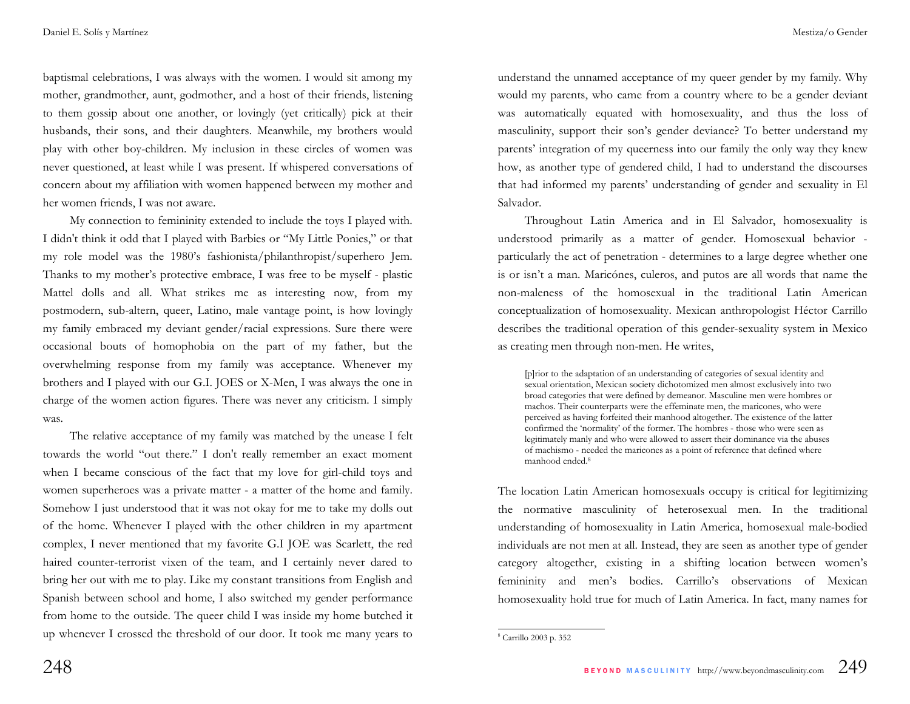baptismal celebrations, I was always with the women. I would sit among my mother, grandmother, aunt, godmother, and a host of their friends, listening to them gossip about one another, or lovingly (yet critically) pick at their husbands, their sons, and their daughters. Meanwhile, my brothers would play with other boy-children. My inclusion in these circles of women was never questioned, at least while I was present. If whispered conversations of concern about my affiliation with women happened between my mother and her women friends, I was not aware.

My connection to femininity extended to include the toys I played with. I didn't think it odd that I played with Barbies or "My Little Ponies," or that my role model was the 1980's fashionista/philanthropist/superhero Jem. Thanks to my mother's protective embrace, I was free to be myself - plastic Mattel dolls and all. What strikes me as interesting now, from my postmodern, sub-altern, queer, Latino, male vantage point, is how lovingly my family embraced my deviant gender/racial expressions. Sure there were occasional bouts of homophobia on the part of my father, but the overwhelming response from my family was acceptance. Whenever my brothers and I played with our G.I. JOES or X-Men, I was always the one in charge of the women action figures. There was never any criticism. I simply was.

The relative acceptance of my family was matched by the unease I felt towards the world "out there." I don't really remember an exact moment when I became conscious of the fact that my love for girl-child toys and women superheroes was a private matter - a matter of the home and family. Somehow I just understood that it was not okay for me to take my dolls out of the home. Whenever I played with the other children in my apartment complex, I never mentioned that my favorite G.I JOE was Scarlett, the red haired counter-terrorist vixen of the team, and I certainly never dared to bring her out with me to play. Like my constant transitions from English and Spanish between school and home, I also switched my gender performance from home to the outside. The queer child I was inside my home butched it up whenever I crossed the threshold of our door. It took me many years to understand the unnamed acceptance of my queer gender by my family. Why would my parents, who came from a country where to be a gender deviant was automatically equated with homosexuality, and thus the loss of masculinity, support their son's gender deviance? To better understand my parents' integration of my queerness into our family the only way they knew how, as another type of gendered child, I had to understand the discourses that had informed my parents' understanding of gender and sexuality in El Salvador.

Throughout Latin America and in El Salvador, homosexuality is understood primarily as a matter of gender. Homosexual behavior - particularly the act of penetration - determines to a large degree whether one is or isn't a man. Maricónes, culeros, and putos are all words that name the non-maleness of the homosexual in the traditional Latin American conceptualization of homosexuality. Mexican anthropologist Héctor Carrillo describes the traditional operation of this gender-sexuality system in Mexico as creating men through non-men. He writes,

> [p]rior to the adaptation of an understanding of categories of sexual identity and sexual orientation, Mexican society dichotomized men almost exclusively into two broad categories that were defined by demeanor. Masculine men were hombres or machos. Their counterparts were the effeminate men, the maricones, who were perceived as having forfeited their manhood altogether. The existence of the latter confirmed the 'normality' of the former. The hombres - those who were seen as legitimately manly and who were allowed to assert their dominance via the abuses of machismo - needed the maricones as a point of reference that defined where manhood ended.[8]

The location Latin American homosexuals occupy is critical for legitimizing the normative masculinity of heterosexual men. In the traditional understanding of homosexuality in Latin America, homosexual male-bodied individuals are not men at all. Instead, they are seen as another type of gender category altogether, existing in a shifting location between women's femininity and men's bodies. Carrillo's observations of Mexican homosexuality hold true for much of Latin America. In fact, many names for

[8] Carrillo 2003 p. 352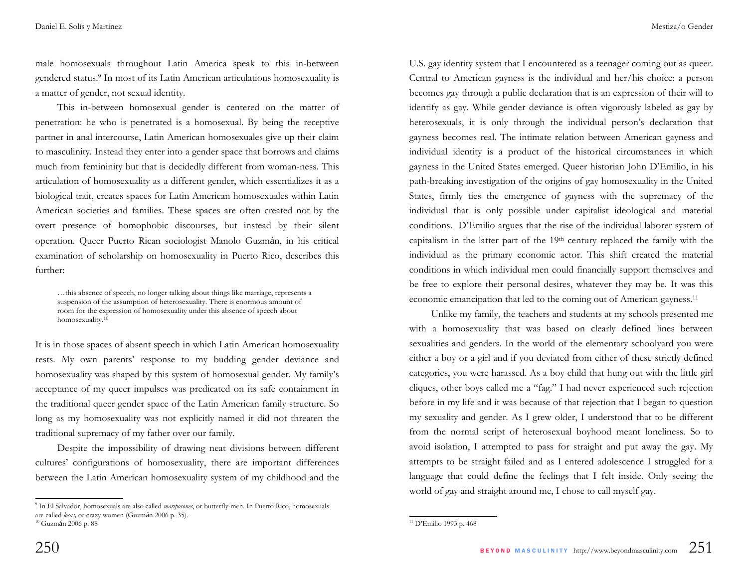male homosexuals throughout Latin America speak to this in-between gendered status.[9] In most of its Latin American articulations homosexuality is a matter of gender, not sexual identity.

This in-between homosexual gender is centered on the matter of penetration: he who is penetrated is a homosexual. By being the receptive partner in anal intercourse, Latin American homosexuales give up their claim to masculinity. Instead they enter into a gender space that borrows and claims much from femininity but that is decidedly different from woman-ness. This articulation of homosexuality as a different gender, which essentializes it as a biological trait, creates spaces for Latin American homosexuales within Latin American societies and families. These spaces are often created not by the overt presence of homophobic discourses, but instead by their silent operation. Queer Puerto Rican sociologist Manolo Guzmán, in his critical examination of scholarship on homosexuality in Puerto Rico, describes this further:

> …this absence of speech, no longer talking about things like marriage, represents a suspension of the assumption of heterosexuality. There is enormous amount of room for the expression of homosexuality under this absence of speech about homosexuality.[10]

It is in those spaces of absent speech in which Latin American homosexuality rests. My own parents' response to my budding gender deviance and homosexuality was shaped by this system of homosexual gender. My family's acceptance of my queer impulses was predicated on its safe containment in the traditional queer gender space of the Latin American family structure. So long as my homosexuality was not explicitly named it did not threaten the traditional supremacy of my father over our family.

Despite the impossibility of drawing neat divisions between different cultures' configurations of homosexuality, there are important differences between the Latin American homosexuality system of my childhood and the U.S. gay identity system that I encountered as a teenager coming out as queer. Central to American gayness is the individual and her/his choice: a person becomes gay through a public declaration that is an expression of their will to identify as gay. While gender deviance is often vigorously labeled as gay by heterosexuals, it is only through the individual person's declaration that gayness becomes real. The intimate relation between American gayness and individual identity is a product of the historical circumstances in which gayness in the United States emerged. Queer historian John D'Emilio, in his path-breaking investigation of the origins of gay homosexuality in the United States, firmly ties the emergence of gayness with the supremacy of the individual that is only possible under capitalist ideological and material conditions. D'Emilio argues that the rise of the individual laborer system of capitalism in the latter part of the 19th century replaced the family with the individual as the primary economic actor. This shift created the material conditions in which individual men could financially support themselves and be free to explore their personal desires, whatever they may be. It was this economic emancipation that led to the coming out of American gayness.[11]

Unlike my family, the teachers and students at my schools presented me with a homosexuality that was based on clearly defined lines between sexualities and genders. In the world of the elementary schoolyard you were either a boy or a girl and if you deviated from either of these strictly defined categories, you were harassed. As a boy child that hung out with the little girl cliques, other boys called me a "fag." I had never experienced such rejection before in my life and it was because of that rejection that I began to question my sexuality and gender. As I grew older, I understood that to be different from the normal script of heterosexual boyhood meant loneliness. So to avoid isolation, I attempted to pass for straight and put away the gay. My attempts to be straight failed and as I entered adolescence I struggled for a language that could define the feelings that I felt inside. Only seeing the world of gay and straight around me, I chose to call myself gay.

---

[9] In El Salvador, homosexuals are also called *mariposones*, or butterfly-men. In Puerto Rico, homosexuals are called *locas,* or crazy women (Guzmán 2006 p. 35).

[10] Guzmán 2006 p. 88

[11] D'Emilio 1993 p. 468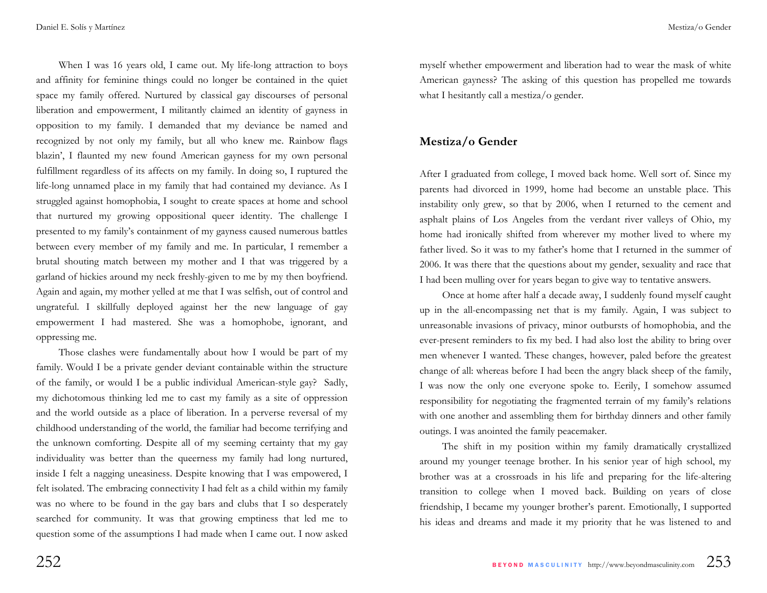When I was 16 years old, I came out. My life-long attraction to boys and affinity for feminine things could no longer be contained in the quiet space my family offered. Nurtured by classical gay discourses of personal liberation and empowerment, I militantly claimed an identity of gayness in opposition to my family. I demanded that my deviance be named and recognized by not only my family, but all who knew me. Rainbow flags blazin', I flaunted my new found American gayness for my own personal fulfillment regardless of its affects on my family. In doing so, I ruptured the life-long unnamed place in my family that had contained my deviance. As I struggled against homophobia, I sought to create spaces at home and school that nurtured my growing oppositional queer identity. The challenge I presented to my family's containment of my gayness caused numerous battles between every member of my family and me. In particular, I remember a brutal shouting match between my mother and I that was triggered by a garland of hickies around my neck freshly-given to me by my then boyfriend. Again and again, my mother yelled at me that I was selfish, out of control and ungrateful. I skillfully deployed against her the new language of gay empowerment I had mastered. She was a homophobe, ignorant, and oppressing me.

Those clashes were fundamentally about how I would be part of my family. Would I be a private gender deviant containable within the structure of the family, or would I be a public individual American-style gay? Sadly, my dichotomous thinking led me to cast my family as a site of oppression and the world outside as a place of liberation. In a perverse reversal of my childhood understanding of the world, the familiar had become terrifying and the unknown comforting. Despite all of my seeming certainty that my gay individuality was better than the queerness my family had long nurtured, inside I felt a nagging uneasiness. Despite knowing that I was empowered, I felt isolated. The embracing connectivity I had felt as a child within my family was no where to be found in the gay bars and clubs that I so desperately searched for community. It was that growing emptiness that led me to question some of the assumptions I had made when I came out. I now asked myself whether empowerment and liberation had to wear the mask of white American gayness? The asking of this question has propelled me towards what I hesitantly call a mestiza/o gender.

## Mestiza/o Gender

After I graduated from college, I moved back home. Well sort of. Since my parents had divorced in 1999, home had become an unstable place. This instability only grew, so that by 2006, when I returned to the cement and asphalt plains of Los Angeles from the verdant river valleys of Ohio, my home had ironically shifted from wherever my mother lived to where my father lived. So it was to my father's home that I returned in the summer of 2006. It was there that the questions about my gender, sexuality and race that I had been mulling over for years began to give way to tentative answers.

Once at home after half a decade away, I suddenly found myself caught up in the all-encompassing net that is my family. Again, I was subject to unreasonable invasions of privacy, minor outbursts of homophobia, and the ever-present reminders to fix my bed. I had also lost the ability to bring over men whenever I wanted. These changes, however, paled before the greatest change of all: whereas before I had been the angry black sheep of the family, I was now the only one everyone spoke to. Eerily, I somehow assumed responsibility for negotiating the fragmented terrain of my family's relations with one another and assembling them for birthday dinners and other family outings. I was anointed the family peacemaker.

The shift in my position within my family dramatically crystallized around my younger teenage brother. In his senior year of high school, my brother was at a crossroads in his life and preparing for the life-altering transition to college when I moved back. Building on years of close friendship, I became my younger brother's parent. Emotionally, I supported his ideas and dreams and made it my priority that he was listened to and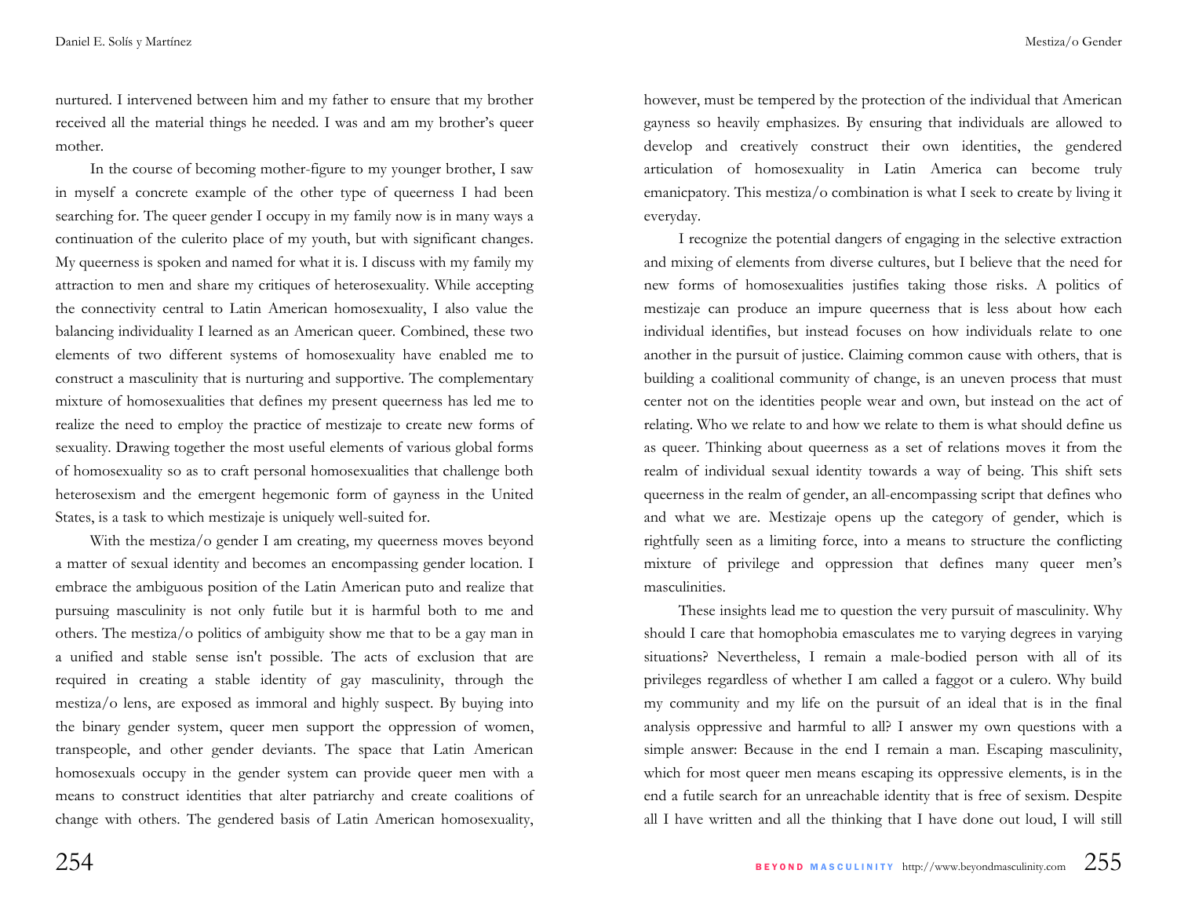nurtured. I intervened between him and my father to ensure that my brother received all the material things he needed. I was and am my brother's queer mother.

In the course of becoming mother-figure to my younger brother, I saw in myself a concrete example of the other type of queerness I had been searching for. The queer gender I occupy in my family now is in many ways a continuation of the culerito place of my youth, but with significant changes. My queerness is spoken and named for what it is. I discuss with my family my attraction to men and share my critiques of heterosexuality. While accepting the connectivity central to Latin American homosexuality, I also value the balancing individuality I learned as an American queer. Combined, these two elements of two different systems of homosexuality have enabled me to construct a masculinity that is nurturing and supportive. The complementary mixture of homosexualities that defines my present queerness has led me to realize the need to employ the practice of mestizaje to create new forms of sexuality. Drawing together the most useful elements of various global forms of homosexuality so as to craft personal homosexualities that challenge both heterosexism and the emergent hegemonic form of gayness in the United States, is a task to which mestizaje is uniquely well-suited for.

With the mestiza/o gender I am creating, my queerness moves beyond a matter of sexual identity and becomes an encompassing gender location. I embrace the ambiguous position of the Latin American puto and realize that pursuing masculinity is not only futile but it is harmful both to me and others. The mestiza/o politics of ambiguity show me that to be a gay man in a unified and stable sense isn't possible. The acts of exclusion that are required in creating a stable identity of gay masculinity, through the mestiza/o lens, are exposed as immoral and highly suspect. By buying into the binary gender system, queer men support the oppression of women, transpeople, and other gender deviants. The space that Latin American homosexuals occupy in the gender system can provide queer men with a means to construct identities that alter patriarchy and create coalitions of change with others. The gendered basis of Latin American homosexuality, however, must be tempered by the protection of the individual that American gayness so heavily emphasizes. By ensuring that individuals are allowed to develop and creatively construct their own identities, the gendered articulation of homosexuality in Latin America can become truly emanicpatory. This mestiza/o combination is what I seek to create by living it everyday.

I recognize the potential dangers of engaging in the selective extraction and mixing of elements from diverse cultures, but I believe that the need for new forms of homosexualities justifies taking those risks. A politics of mestizaje can produce an impure queerness that is less about how each individual identifies, but instead focuses on how individuals relate to one another in the pursuit of justice. Claiming common cause with others, that is building a coalitional community of change, is an uneven process that must center not on the identities people wear and own, but instead on the act of relating. Who we relate to and how we relate to them is what should define us as queer. Thinking about queerness as a set of relations moves it from the realm of individual sexual identity towards a way of being. This shift sets queerness in the realm of gender, an all-encompassing script that defines who and what we are. Mestizaje opens up the category of gender, which is rightfully seen as a limiting force, into a means to structure the conflicting mixture of privilege and oppression that defines many queer men's masculinities.

These insights lead me to question the very pursuit of masculinity. Why should I care that homophobia emasculates me to varying degrees in varying situations? Nevertheless, I remain a male-bodied person with all of its privileges regardless of whether I am called a faggot or a culero. Why build my community and my life on the pursuit of an ideal that is in the final analysis oppressive and harmful to all? I answer my own questions with a simple answer: Because in the end I remain a man. Escaping masculinity, which for most queer men means escaping its oppressive elements, is in the end a futile search for an unreachable identity that is free of sexism. Despite all I have written and all the thinking that I have done out loud, I will still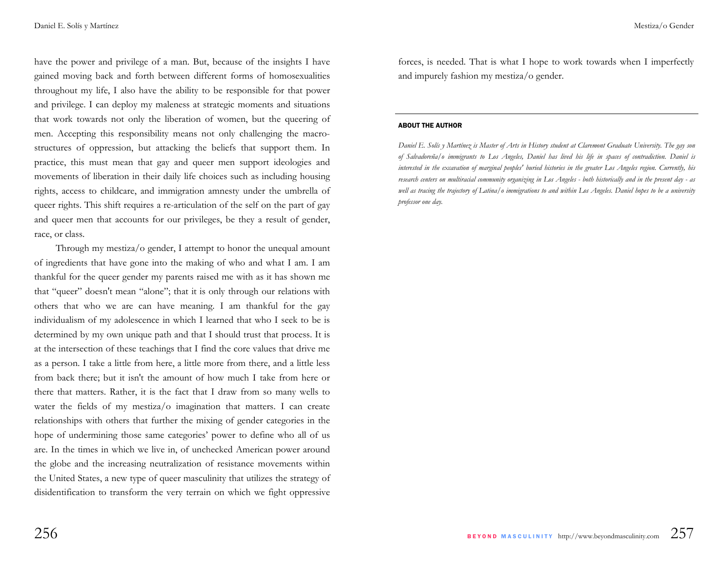have the power and privilege of a man. But, because of the insights I have gained moving back and forth between different forms of homosexualities throughout my life, I also have the ability to be responsible for that power and privilege. I can deploy my maleness at strategic moments and situations that work towards not only the liberation of women, but the queering of men. Accepting this responsibility means not only challenging the macro-structures of oppression, but attacking the beliefs that support them. In practice, this must mean that gay and queer men support ideologies and movements of liberation in their daily life choices such as including housing rights, access to childcare, and immigration amnesty under the umbrella of queer rights. This shift requires a re-articulation of the self on the part of gay and queer men that accounts for our privileges, be they a result of gender, race, or class.

Through my mestiza/o gender, I attempt to honor the unequal amount of ingredients that have gone into the making of who and what I am. I am thankful for the queer gender my parents raised me with as it has shown me that "queer" doesn't mean "alone"; that it is only through our relations with others that who we are can have meaning. I am thankful for the gay individualism of my adolescence in which I learned that who I seek to be is determined by my own unique path and that I should trust that process. It is at the intersection of these teachings that I find the core values that drive me as a person. I take a little from here, a little more from there, and a little less from back there; but it isn't the amount of how much I take from here or there that matters. Rather, it is the fact that I draw from so many wells to water the fields of my mestiza/o imagination that matters. I can create relationships with others that further the mixing of gender categories in the hope of undermining those same categories' power to define who all of us are. In the times in which we live in, of unchecked American power around the globe and the increasing neutralization of resistance movements within the United States, a new type of queer masculinity that utilizes the strategy of disidentification to transform the very terrain on which we fight oppressive forces, is needed. That is what I hope to work towards when I imperfectly and impurely fashion my mestiza/o gender.

**ABOUT THE AUTHOR**

*Daniel E. Solís y Martínez is Master of Arts in History student at Claremont Graduate University. The gay son of Salvadoreña/o immigrants to Los Angeles, Daniel has lived his life in spaces of contradiction. Daniel is interested in the excavation of marginal peoples' buried histories in the greater Los Angeles region. Currently, his research centers on multiracial community organizing in Los Angeles - both historically and in the present day - as well as tracing the trajectory of Latina/o immigrations to and within Los Angeles. Daniel hopes to be a university professor one day.*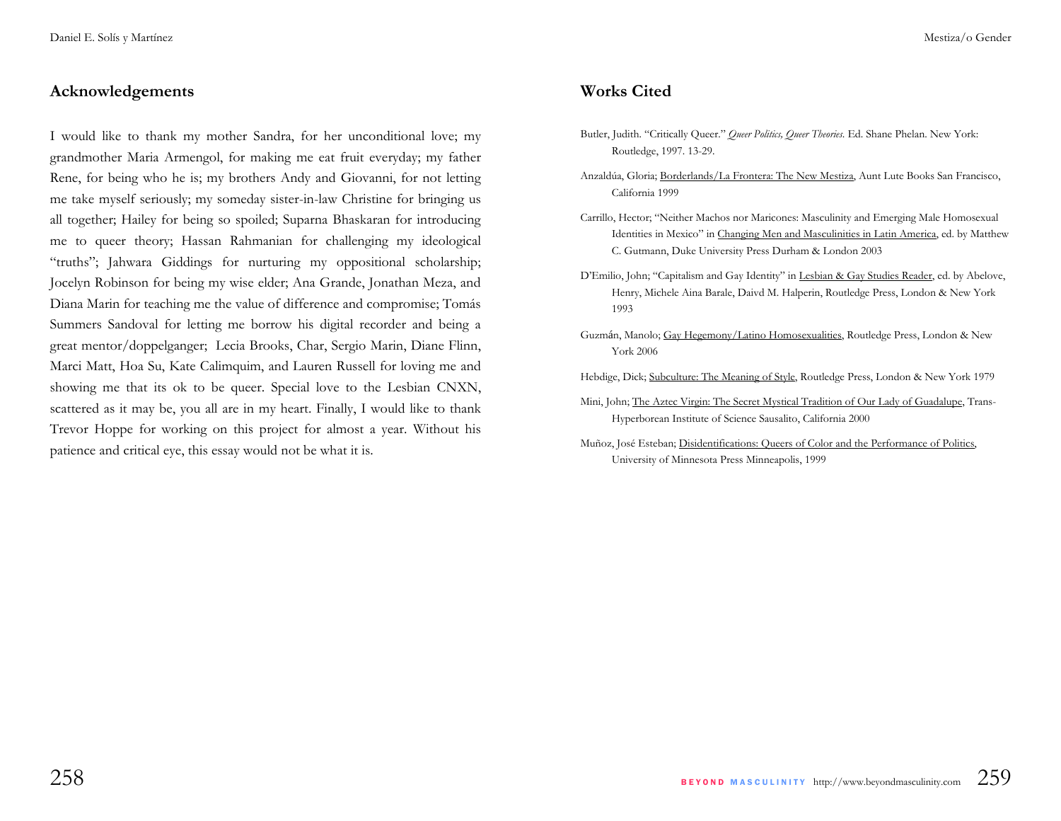## Acknowledgements

I would like to thank my mother Sandra, for her unconditional love; my grandmother Maria Armengol, for making me eat fruit everyday; my father Rene, for being who he is; my brothers Andy and Giovanni, for not letting me take myself seriously; my someday sister-in-law Christine for bringing us all together; Hailey for being so spoiled; Suparna Bhaskaran for introducing me to queer theory; Hassan Rahmanian for challenging my ideological "truths"; Jahwara Giddings for nurturing my oppositional scholarship; Jocelyn Robinson for being my wise elder; Ana Grande, Jonathan Meza, and Diana Marin for teaching me the value of difference and compromise; Tomás Summers Sandoval for letting me borrow his digital recorder and being a great mentor/doppelganger; Lecia Brooks, Char, Sergio Marin, Diane Flinn, Marci Matt, Hoa Su, Kate Calimquim, and Lauren Russell for loving me and showing me that its ok to be queer. Special love to the Lesbian CNXN, scattered as it may be, you all are in my heart. Finally, I would like to thank Trevor Hoppe for working on this project for almost a year. Without his patience and critical eye, this essay would not be what it is.

## Works Cited

Butler, Judith. "Critically Queer." *Queer Politics, Queer Theories.* Ed. Shane Phelan. New York: Routledge, 1997. 13-29.

Anzaldúa, Gloria; Borderlands/La Frontera: The New Mestiza, Aunt Lute Books San Francisco, California 1999

Carrillo, Hector; "Neither Machos nor Maricones: Masculinity and Emerging Male Homosexual Identities in Mexico" in Changing Men and Masculinities in Latin America, ed. by Matthew C. Gutmann, Duke University Press Durham & London 2003

D'Emilio, John; "Capitalism and Gay Identity" in Lesbian & Gay Studies Reader, ed. by Abelove, Henry, Michele Aina Barale, Daivd M. Halperin, Routledge Press, London & New York 1993

Guzmán, Manolo; Gay Hegemony/Latino Homosexualities, Routledge Press, London & New York 2006

Hebdige, Dick; Subculture: The Meaning of Style, Routledge Press, London & New York 1979

Mini, John; The Aztec Virgin: The Secret Mystical Tradition of Our Lady of Guadalupe, Trans-Hyperborean Institute of Science Sausalito, California 2000

Muñoz, José Esteban; Disidentifications: Queers of Color and the Performance of Politics, University of Minnesota Press Minneapolis, 1999